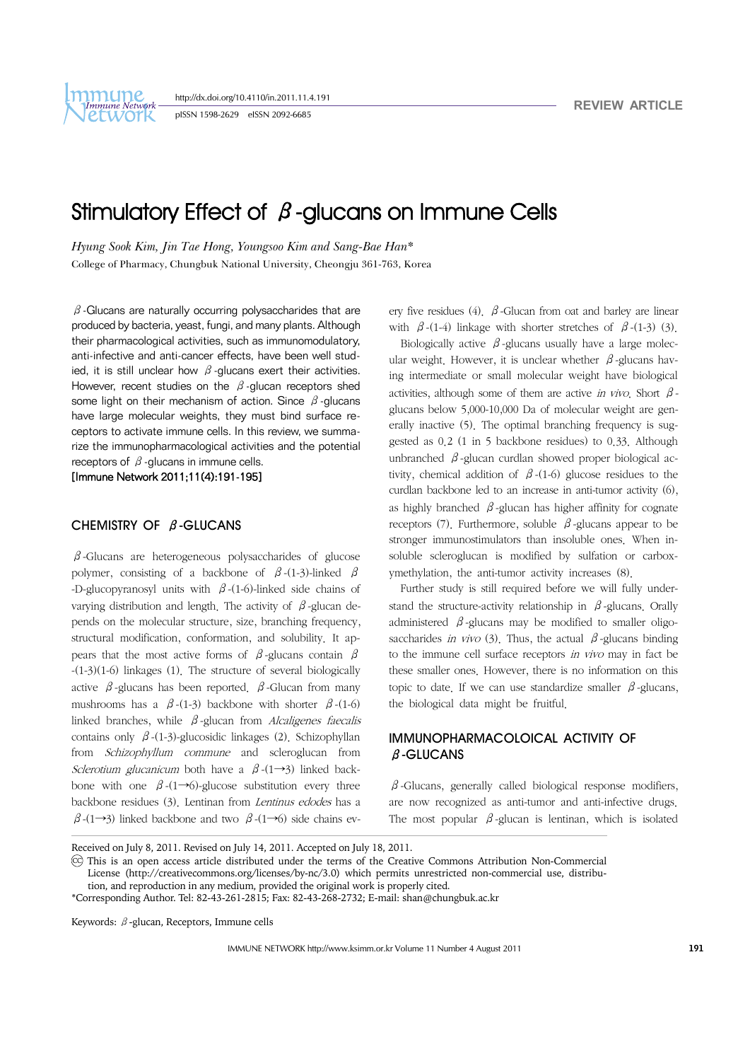# Stimulatory Effect of β-glucans on Immune Cells

*Hyung Sook Kim, Jin Tae Hong, Youngsoo Kim and Sang-Bae Han**

College of Pharmacy, Chungbuk National University, Cheongju 361-763, Korea

β-Glucans are naturally occurring polysaccharides that are produced by bacteria, yeast, fungi, and many plants. Although their pharmacological activities, such as immunomodulatory, anti-infective and anti-cancer effects, have been well studied, it is still unclear how β-glucans exert their activities. However, recent studies on the β-glucan receptors shed some light on their mechanism of action. Since β-glucans have large molecular weights, they must bind surface receptors to activate immune cells. In this review, we summarize the immunopharmacological activities and the potential receptors of β-glucans in immune cells.

**[Immune Network 2011;11(4):191-195]**

## CHEMISTRY OF β-GLUCANS

β-Glucans are heterogeneous polysaccharides of glucose polymer, consisting of a backbone of β-(1-3)-linked β-D-glucopyranosyl units with β-(1-6)-linked side chains of varying distribution and length. The activity of β-glucan depends on the molecular structure, size, branching frequency, structural modification, conformation, and solubility. It appears that the most active forms of β-glucans contain β-(1-3)(1-6) linkages (1). The structure of several biologically active β-glucans has been reported. β-Glucan from many mushrooms has a β-(1-3) backbone with shorter β-(1-6) linked branches, while β-glucan from *Alcaligenes faecalis* contains only β-(1-3)-glucosidic linkages (2). Schizophyllan from *Schizophyllum commune* and scleroglucan from *Sclerotium glucanicum* both have a β-(1→3) linked backbone with one β-(1→6)-glucose substitution every three backbone residues (3). Lentinan from *Lentinus edodes* has a β-(1→3) linked backbone and two β-(1→6) side chains every five residues (4). β-Glucan from oat and barley are linear with β-(1-4) linkage with shorter stretches of β-(1-3) (3).

Biologically active β-glucans usually have a large molecular weight. However, it is unclear whether β-glucans having intermediate or small molecular weight have biological activities, although some of them are active *in vivo*. Short β-glucans below 5,000-10,000 Da of molecular weight are generally inactive (5). The optimal branching frequency is suggested as 0.2 (1 in 5 backbone residues) to 0.33. Although unbranched β-glucan curdlan showed proper biological activity, chemical addition of β-(1-6) glucose residues to the curdlan backbone led to an increase in anti-tumor activity (6), as highly branched β-glucan has higher affinity for cognate receptors (7). Furthermore, soluble β-glucans appear to be stronger immunostimulators than insoluble ones. When insoluble scleroglucan is modified by sulfation or carboxymethylation, the anti-tumor activity increases (8).

Further study is still required before we will fully understand the structure-activity relationship in β-glucans. Orally administered β-glucans may be modified to smaller oligosaccharides *in vivo* (3). Thus, the actual β-glucans binding to the immune cell surface receptors *in vivo* may in fact be these smaller ones. However, there is no information on this topic to date. If we can use standardize smaller β-glucans, the biological data might be fruitful.

## IMMUNOPHARMACOLOICAL ACTIVITY OF β-GLUCANS

β-Glucans, generally called biological response modifiers, are now recognized as anti-tumor and anti-infective drugs. The most popular β-glucan is lentinan, which is isolated

Received on July 8, 2011. Revised on July 14, 2011. Accepted on July 18, 2011.

This is an open access article distributed under the terms of the Creative Commons Attribution Non-Commercial License (http://creativecommons.org/licenses/by-nc/3.0) which permits unrestricted non-commercial use, distribution, and reproduction in any medium, provided the original work is properly cited.

*Corresponding Author. Tel: 82-43-261-2815; Fax: 82-43-268-2732; E-mail: shan@chungbuk.ac.kr

Keywords: β-glucan, Receptors, Immune cells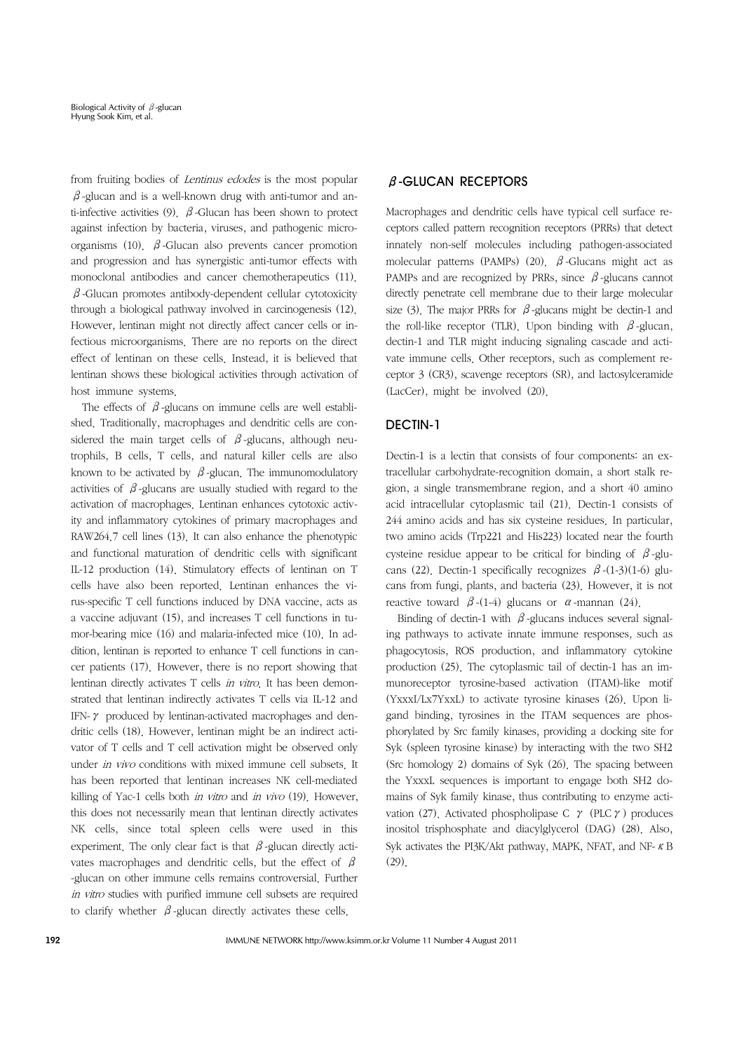from fruiting bodies of *Lentinus edodes* is the most popular β-glucan and is a well-known drug with anti-tumor and anti-infective activities (9). β-Glucan has been shown to protect against infection by bacteria, viruses, and pathogenic microorganisms (10). β-Glucan also prevents cancer promotion and progression and has synergistic anti-tumor effects with monoclonal antibodies and cancer chemotherapeutics (11). β-Glucan promotes antibody-dependent cellular cytotoxicity through a biological pathway involved in carcinogenesis (12). However, lentinan might not directly affect cancer cells or infectious microorganisms. There are no reports on the direct effect of lentinan on these cells. Instead, it is believed that lentinan shows these biological activities through activation of host immune systems.

The effects of β-glucans on immune cells are well established. Traditionally, macrophages and dendritic cells are considered the main target cells of β-glucans, although neutrophils, B cells, T cells, and natural killer cells are also known to be activated by β-glucan. The immunomodulatory activities of β-glucans are usually studied with regard to the activation of macrophages. Lentinan enhances cytotoxic activity and inflammatory cytokines of primary macrophages and RAW264.7 cell lines (13). It can also enhance the phenotypic and functional maturation of dendritic cells with significant IL-12 production (14). Stimulatory effects of lentinan on T cells have also been reported. Lentinan enhances the virus-specific T cell functions induced by DNA vaccine, acts as a vaccine adjuvant (15), and increases T cell functions in tumor-bearing mice (16) and malaria-infected mice (10). In addition, lentinan is reported to enhance T cell functions in cancer patients (17). However, there is no report showing that lentinan directly activates T cells *in vitro*. It has been demonstrated that lentinan indirectly activates T cells via IL-12 and IFN-γ produced by lentinan-activated macrophages and dendritic cells (18). However, lentinan might be an indirect activator of T cells and T cell activation might be observed only under *in vivo* conditions with mixed immune cell subsets. It has been reported that lentinan increases NK cell-mediated killing of Yac-1 cells both *in vitro* and *in vivo* (19). However, this does not necessarily mean that lentinan directly activates NK cells, since total spleen cells were used in this experiment. The only clear fact is that β-glucan directly activates macrophages and dendritic cells, but the effect of β-glucan on other immune cells remains controversial. Further *in vitro* studies with purified immune cell subsets are required to clarify whether β-glucan directly activates these cells.

## β-GLUCAN RECEPTORS

Macrophages and dendritic cells have typical cell surface receptors called pattern recognition receptors (PRRs) that detect innately non-self molecules including pathogen-associated molecular patterns (PAMPs) (20). β-Glucans might act as PAMPs and are recognized by PRRs, since β-glucans cannot directly penetrate cell membrane due to their large molecular size (3). The major PRRs for β-glucans might be dectin-1 and the roll-like receptor (TLR). Upon binding with β-glucan, dectin-1 and TLR might inducing signaling cascade and activate immune cells. Other receptors, such as complement receptor 3 (CR3), scavenge receptors (SR), and lactosylceramide (LacCer), might be involved (20).

## DECTIN-1

Dectin-1 is a lectin that consists of four components: an extracellular carbohydrate-recognition domain, a short stalk region, a single transmembrane region, and a short 40 amino acid intracellular cytoplasmic tail (21). Dectin-1 consists of 244 amino acids and has six cysteine residues. In particular, two amino acids (Trp221 and His223) located near the fourth cysteine residue appear to be critical for binding of β-glucans (22). Dectin-1 specifically recognizes β-(1-3)(1-6) glucans from fungi, plants, and bacteria (23). However, it is not reactive toward β-(1-4) glucans or α-mannan (24).

Binding of dectin-1 with β-glucans induces several signaling pathways to activate innate immune responses, such as phagocytosis, ROS production, and inflammatory cytokine production (25). The cytoplasmic tail of dectin-1 has an immunoreceptor tyrosine-based activation (ITAM)-like motif (YxxxI/Lx7YxxL) to activate tyrosine kinases (26). Upon ligand binding, tyrosines in the ITAM sequences are phosphorylated by Src family kinases, providing a docking site for Syk (spleen tyrosine kinase) by interacting with the two SH2 (Src homology 2) domains of Syk (26). The spacing between the YxxxL sequences is important to engage both SH2 domains of Syk family kinase, thus contributing to enzyme activation (27). Activated phospholipase C γ (PLCγ) produces inositol trisphosphate and diacylglycerol (DAG) (28). Also, Syk activates the PI3K/Akt pathway, MAPK, NFAT, and NF-κB (29).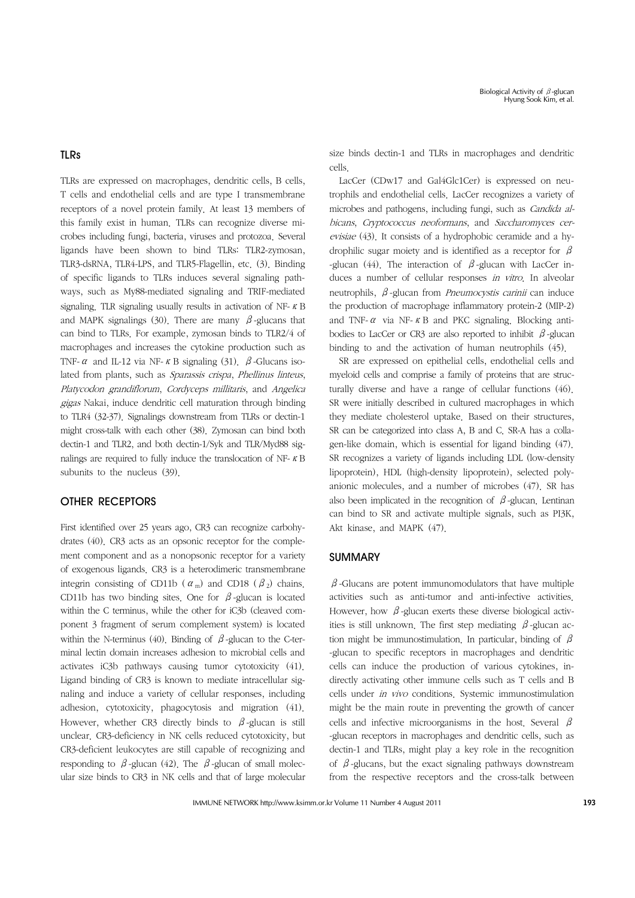## TLRs

TLRs are expressed on macrophages, dendritic cells, B cells, T cells and endothelial cells and are type I transmembrane receptors of a novel protein family. At least 13 members of this family exist in human. TLRs can recognize diverse microbes including fungi, bacteria, viruses and protozoa. Several ligands have been shown to bind TLRs: TLR2-zymosan, TLR3-dsRNA, TLR4-LPS, and TLR5-Flagellin, etc. (3). Binding of specific ligands to TLRs induces several signaling pathways, such as My88-mediated signaling and TRIF-mediated signaling. TLR signaling usually results in activation of NF-κB and MAPK signalings (30). There are many β-glucans that can bind to TLRs. For example, zymosan binds to TLR2/4 of macrophages and increases the cytokine production such as TNF-α and IL-12 via NF-κB signaling (31). β-Glucans isolated from plants, such as *Sparassis crispa*, *Phellinus linteus*, *Platycodon grandiflorum*, *Cordyceps millitaris*, and *Angelica gigas* Nakai, induce dendritic cell maturation through binding to TLR4 (32-37). Signalings downstream from TLRs or dectin-1 might cross-talk with each other (38). Zymosan can bind both dectin-1 and TLR2, and both dectin-1/Syk and TLR/Myd88 signalings are required to fully induce the translocation of NF-κB subunits to the nucleus (39).

## OTHER RECEPTORS

First identified over 25 years ago, CR3 can recognize carbohydrates (40). CR3 acts as an opsonic receptor for the complement component and as a nonopsonic receptor for a variety of exogenous ligands. CR3 is a heterodimeric transmembrane integrin consisting of CD11b ($\alpha_m$) and CD18 ($\beta_2$) chains. CD11b has two binding sites. One for β-glucan is located within the C terminus, while the other for iC3b (cleaved component 3 fragment of serum complement system) is located within the N-terminus (40). Binding of β-glucan to the C-terminal lectin domain increases adhesion to microbial cells and activates iC3b pathways causing tumor cytotoxicity (41). Ligand binding of CR3 is known to mediate intracellular signaling and induce a variety of cellular responses, including adhesion, cytotoxicity, phagocytosis and migration (41). However, whether CR3 directly binds to β-glucan is still unclear. CR3-deficiency in NK cells reduced cytotoxicity, but CR3-deficient leukocytes are still capable of recognizing and responding to β-glucan (42). The β-glucan of small molecular size binds to CR3 in NK cells and that of large molecular size binds dectin-1 and TLRs in macrophages and dendritic cells.

LacCer (CDw17 and Gal4Glc1Cer) is expressed on neutrophils and endothelial cells. LacCer recognizes a variety of microbes and pathogens, including fungi, such as *Candida albicans*, *Cryptococcus neoformans*, and *Saccharomyces cerevisiae* (43). It consists of a hydrophobic ceramide and a hydrophilic sugar moiety and is identified as a receptor for β-glucan (44). The interaction of β-glucan with LacCer induces a number of cellular responses *in vitro*. In alveolar neutrophils, β-glucan from *Pneumocystis carinii* can induce the production of macrophage inflammatory protein-2 (MIP-2) and TNF-α via NF-κB and PKC signaling. Blocking antibodies to LacCer or CR3 are also reported to inhibit β-glucan binding to and the activation of human neutrophils (45).

SR are expressed on epithelial cells, endothelial cells and myeloid cells and comprise a family of proteins that are structurally diverse and have a range of cellular functions (46). SR were initially described in cultured macrophages in which they mediate cholesterol uptake. Based on their structures, SR can be categorized into class A, B and C. SR-A has a collagen-like domain, which is essential for ligand binding (47). SR recognizes a variety of ligands including LDL (low-density lipoprotein), HDL (high-density lipoprotein), selected polyanionic molecules, and a number of microbes (47). SR has also been implicated in the recognition of β-glucan. Lentinan can bind to SR and activate multiple signals, such as PI3K, Akt kinase, and MAPK (47).

## SUMMARY

β-Glucans are potent immunomodulators that have multiple activities such as anti-tumor and anti-infective activities. However, how β-glucan exerts these diverse biological activities is still unknown. The first step mediating β-glucan action might be immunostimulation. In particular, binding of β-glucan to specific receptors in macrophages and dendritic cells can induce the production of various cytokines, indirectly activating other immune cells such as T cells and B cells under *in vivo* conditions. Systemic immunostimulation might be the main route in preventing the growth of cancer cells and infective microorganisms in the host. Several β-glucan receptors in macrophages and dendritic cells, such as dectin-1 and TLRs, might play a key role in the recognition of β-glucans, but the exact signaling pathways downstream from the respective receptors and the cross-talk between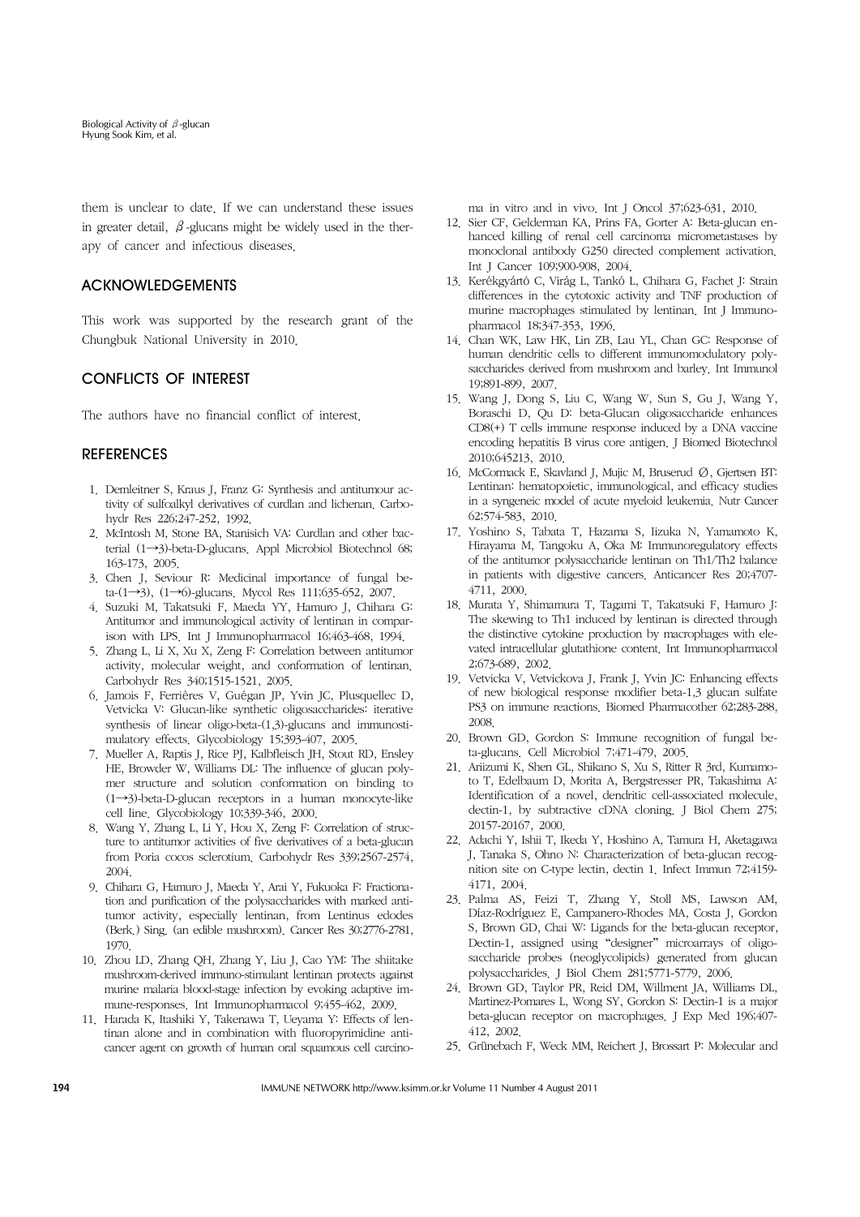them is unclear to date. If we can understand these issues in greater detail, β-glucans might be widely used in the therapy of cancer and infectious diseases.

## ACKNOWLEDGEMENTS

This work was supported by the research grant of the Chungbuk National University in 2010.

## CONFLICTS OF INTEREST

The authors have no financial conflict of interest.

## REFERENCES

1. Demleitner S, Kraus J, Franz G: Synthesis and antitumour activity of sulfoalkyl derivatives of curdlan and lichenan. Carbohydr Res 226;247-252, 1992.
2. McIntosh M, Stone BA, Stanisich VA: Curdlan and other bacterial (1→3)-beta-D-glucans. Appl Microbiol Biotechnol 68;163-173, 2005.
3. Chen J, Seviour R: Medicinal importance of fungal beta-(1→3), (1→6)-glucans. Mycol Res 111;635-652, 2007.
4. Suzuki M, Takatsuki F, Maeda YY, Hamuro J, Chihara G: Antitumor and immunological activity of lentinan in comparison with LPS. Int J Immunopharmacol 16;463-468, 1994.
5. Zhang L, Li X, Xu X, Zeng F: Correlation between antitumor activity, molecular weight, and conformation of lentinan. Carbohydr Res 340;1515-1521, 2005.
6. Jamois F, Ferrières V, Guégan JP, Yvin JC, Plusquellec D, Vetvicka V: Glucan-like synthetic oligosaccharides: iterative synthesis of linear oligo-beta-(1,3)-glucans and immunostimulatory effects. Glycobiology 15;393-407, 2005.
7. Mueller A, Raptis J, Rice PJ, Kalbfleisch JH, Stout RD, Ensley HE, Browder W, Williams DL: The influence of glucan polymer structure and solution conformation on binding to (1→3)-beta-D-glucan receptors in a human monocyte-like cell line. Glycobiology 10;339-346, 2000.
8. Wang Y, Zhang L, Li Y, Hou X, Zeng F: Correlation of structure to antitumor activities of five derivatives of a beta-glucan from Poria cocos sclerotium. Carbohydr Res 339;2567-2574, 2004.
9. Chihara G, Hamuro J, Maeda Y, Arai Y, Fukuoka F: Fractionation and purification of the polysaccharides with marked antitumor activity, especially lentinan, from Lentinus edodes (Berk.) Sing. (an edible mushroom). Cancer Res 30;2776-2781, 1970.
10. Zhou LD, Zhang QH, Zhang Y, Liu J, Cao YM: The shiitake mushroom-derived immuno-stimulant lentinan protects against murine malaria blood-stage infection by evoking adaptive immune-responses. Int Immunopharmacol 9;455-462, 2009.
11. Harada K, Itashiki Y, Takenawa T, Ueyama Y: Effects of lentinan alone and in combination with fluoropyrimidine anticancer agent on growth of human oral squamous cell carcinoma in vitro and in vivo. Int J Oncol 37;623-631, 2010.
12. Sier CF, Gelderman KA, Prins FA, Gorter A: Beta-glucan enhanced killing of renal cell carcinoma micrometastases by monoclonal antibody G250 directed complement activation. Int J Cancer 109;900-908, 2004.
13. Kerékgyártó C, Virág L, Tankó L, Chihara G, Fachet J: Strain differences in the cytotoxic activity and TNF production of murine macrophages stimulated by lentinan. Int J Immunopharmacol 18;347-353, 1996.
14. Chan WK, Law HK, Lin ZB, Lau YL, Chan GC: Response of human dendritic cells to different immunomodulatory polysaccharides derived from mushroom and barley. Int Immunol 19;891-899, 2007.
15. Wang J, Dong S, Liu C, Wang W, Sun S, Gu J, Wang Y, Boraschi D, Qu D: beta-Glucan oligosaccharide enhances CD8(+) T cells immune response induced by a DNA vaccine encoding hepatitis B virus core antigen. J Biomed Biotechnol 2010;645213, 2010.
16. McCormack E, Skavland J, Mujic M, Bruserud Ø, Gjertsen BT: Lentinan: hematopoietic, immunological, and efficacy studies in a syngeneic model of acute myeloid leukemia. Nutr Cancer 62;574-583, 2010.
17. Yoshino S, Tabata T, Hazama S, Iizuka N, Yamamoto K, Hirayama M, Tangoku A, Oka M: Immunoregulatory effects of the antitumor polysaccharide lentinan on Th1/Th2 balance in patients with digestive cancers. Anticancer Res 20;4707-4711, 2000.
18. Murata Y, Shimamura T, Tagami T, Takatsuki F, Hamuro J: The skewing to Th1 induced by lentinan is directed through the distinctive cytokine production by macrophages with elevated intracellular glutathione content. Int Immunopharmacol 2;673-689, 2002.
19. Vetvicka V, Vetvickova J, Frank J, Yvin JC: Enhancing effects of new biological response modifier beta-1,3 glucan sulfate PS3 on immune reactions. Biomed Pharmacother 62;283-288, 2008.
20. Brown GD, Gordon S: Immune recognition of fungal beta-glucans. Cell Microbiol 7;471-479, 2005.
21. Ariizumi K, Shen GL, Shikano S, Xu S, Ritter R 3rd, Kumamoto T, Edelbaum D, Morita A, Bergstresser PR, Takashima A: Identification of a novel, dendritic cell-associated molecule, dectin-1, by subtractive cDNA cloning. J Biol Chem 275;20157-20167, 2000.
22. Adachi Y, Ishii T, Ikeda Y, Hoshino A, Tamura H, Aketagawa J, Tanaka S, Ohno N: Characterization of beta-glucan recognition site on C-type lectin, dectin 1. Infect Immun 72;4159-4171, 2004.
23. Palma AS, Feizi T, Zhang Y, Stoll MS, Lawson AM, Díaz-Rodríguez E, Campanero-Rhodes MA, Costa J, Gordon S, Brown GD, Chai W: Ligands for the beta-glucan receptor, Dectin-1, assigned using "designer" microarrays of oligosaccharide probes (neoglycolipids) generated from glucan polysaccharides. J Biol Chem 281;5771-5779, 2006.
24. Brown GD, Taylor PR, Reid DM, Willment JA, Williams DL, Martinez-Pomares L, Wong SY, Gordon S: Dectin-1 is a major beta-glucan receptor on macrophages. J Exp Med 196;407-412, 2002.
25. Grünebach F, Weck MM, Reichert J, Brossart P: Molecular and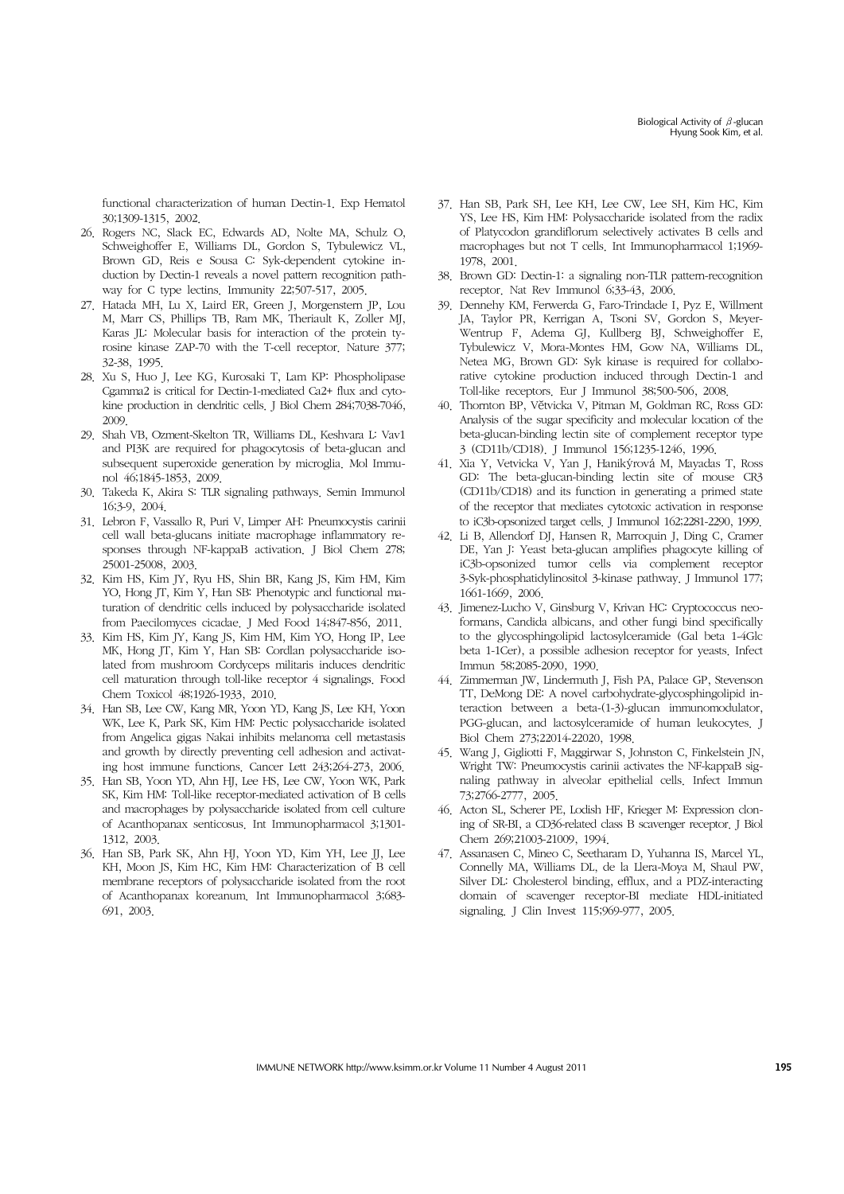functional characterization of human Dectin-1. Exp Hematol 30;1309-1315, 2002.

26. Rogers NC, Slack EC, Edwards AD, Nolte MA, Schulz O, Schweighoffer E, Williams DL, Gordon S, Tybulewicz VL, Brown GD, Reis e Sousa C: Syk-dependent cytokine induction by Dectin-1 reveals a novel pattern recognition pathway for C type lectins. Immunity 22;507-517, 2005.
27. Hatada MH, Lu X, Laird ER, Green J, Morgenstern JP, Lou M, Marr CS, Phillips TB, Ram MK, Theriault K, Zoller MJ, Karas JL: Molecular basis for interaction of the protein tyrosine kinase ZAP-70 with the T-cell receptor. Nature 377; 32-38, 1995.
28. Xu S, Huo J, Lee KG, Kurosaki T, Lam KP: Phospholipase Cgamma2 is critical for Dectin-1-mediated Ca2+ flux and cytokine production in dendritic cells. J Biol Chem 284;7038-7046, 2009.
29. Shah VB, Ozment-Skelton TR, Williams DL, Keshvara L: Vav1 and PI3K are required for phagocytosis of beta-glucan and subsequent superoxide generation by microglia. Mol Immunol 46;1845-1853, 2009.
30. Takeda K, Akira S: TLR signaling pathways. Semin Immunol 16;3-9, 2004.
31. Lebron F, Vassallo R, Puri V, Limper AH: Pneumocystis carinii cell wall beta-glucans initiate macrophage inflammatory responses through NF-kappaB activation. J Biol Chem 278; 25001-25008, 2003.
32. Kim HS, Kim JY, Ryu HS, Shin BR, Kang JS, Kim HM, Kim YO, Hong JT, Kim Y, Han SB: Phenotypic and functional maturation of dendritic cells induced by polysaccharide isolated from Paecilomyces cicadae. J Med Food 14;847-856, 2011.
33. Kim HS, Kim JY, Kang JS, Kim HM, Kim YO, Hong IP, Lee MK, Hong JT, Kim Y, Han SB: Cordlan polysaccharide isolated from mushroom Cordyceps militaris induces dendritic cell maturation through toll-like receptor 4 signalings. Food Chem Toxicol 48;1926-1933, 2010.
34. Han SB, Lee CW, Kang MR, Yoon YD, Kang JS, Lee KH, Yoon WK, Lee K, Park SK, Kim HM: Pectic polysaccharide isolated from Angelica gigas Nakai inhibits melanoma cell metastasis and growth by directly preventing cell adhesion and activating host immune functions. Cancer Lett 243;264-273, 2006.
35. Han SB, Yoon YD, Ahn HJ, Lee HS, Lee CW, Yoon WK, Park SK, Kim HM: Toll-like receptor-mediated activation of B cells and macrophages by polysaccharide isolated from cell culture of Acanthopanax senticosus. Int Immunopharmacol 3;1301-1312, 2003.
36. Han SB, Park SK, Ahn HJ, Yoon YD, Kim YH, Lee JJ, Lee KH, Moon JS, Kim HC, Kim HM: Characterization of B cell membrane receptors of polysaccharide isolated from the root of Acanthopanax koreanum. Int Immunopharmacol 3;683-691, 2003.
37. Han SB, Park SH, Lee KH, Lee CW, Lee SH, Kim HC, Kim YS, Lee HS, Kim HM: Polysaccharide isolated from the radix of Platycodon grandiflorum selectively activates B cells and macrophages but not T cells. Int Immunopharmacol 1;1969-1978, 2001.
38. Brown GD: Dectin-1: a signaling non-TLR pattern-recognition receptor. Nat Rev Immunol 6;33-43, 2006.
39. Dennehy KM, Ferwerda G, Faro-Trindade I, Pyz E, Willment JA, Taylor PR, Kerrigan A, Tsoni SV, Gordon S, Meyer-Wentrup F, Adema GJ, Kullberg BJ, Schweighoffer E, Tybulewicz V, Mora-Montes HM, Gow NA, Williams DL, Netea MG, Brown GD: Syk kinase is required for collaborative cytokine production induced through Dectin-1 and Toll-like receptors. Eur J Immunol 38;500-506, 2008.
40. Thornton BP, Větvicka V, Pitman M, Goldman RC, Ross GD: Analysis of the sugar specificity and molecular location of the beta-glucan-binding lectin site of complement receptor type 3 (CD11b/CD18). J Immunol 156;1235-1246, 1996.
41. Xia Y, Vetvicka V, Yan J, Hanikýrová M, Mayadas T, Ross GD: The beta-glucan-binding lectin site of mouse CR3 (CD11b/CD18) and its function in generating a primed state of the receptor that mediates cytotoxic activation in response to iC3b-opsonized target cells. J Immunol 162;2281-2290, 1999.
42. Li B, Allendorf DJ, Hansen R, Marroquin J, Ding C, Cramer DE, Yan J: Yeast beta-glucan amplifies phagocyte killing of iC3b-opsonized tumor cells via complement receptor 3-Syk-phosphatidylinositol 3-kinase pathway. J Immunol 177; 1661-1669, 2006.
43. Jimenez-Lucho V, Ginsburg V, Krivan HC: Cryptococcus neoformans, Candida albicans, and other fungi bind specifically to the glycosphingolipid lactosylceramide (Gal beta 1-4Glc beta 1-1Cer), a possible adhesion receptor for yeasts. Infect Immun 58;2085-2090, 1990.
44. Zimmerman JW, Lindermuth J, Fish PA, Palace GP, Stevenson TT, DeMong DE: A novel carbohydrate-glycosphingolipid interaction between a beta-(1-3)-glucan immunomodulator, PGG-glucan, and lactosylceramide of human leukocytes. J Biol Chem 273;22014-22020, 1998.
45. Wang J, Gigliotti F, Maggirwar S, Johnston C, Finkelstein JN, Wright TW: Pneumocystis carinii activates the NF-kappaB signaling pathway in alveolar epithelial cells. Infect Immun 73;2766-2777, 2005.
46. Acton SL, Scherer PE, Lodish HF, Krieger M: Expression cloning of SR-BI, a CD36-related class B scavenger receptor. J Biol Chem 269;21003-21009, 1994.
47. Assanasen C, Mineo C, Seetharam D, Yuhanna IS, Marcel YL, Connelly MA, Williams DL, de la Llera-Moya M, Shaul PW, Silver DL: Cholesterol binding, efflux, and a PDZ-interacting domain of scavenger receptor-BI mediate HDL-initiated signaling. J Clin Invest 115;969-977, 2005.